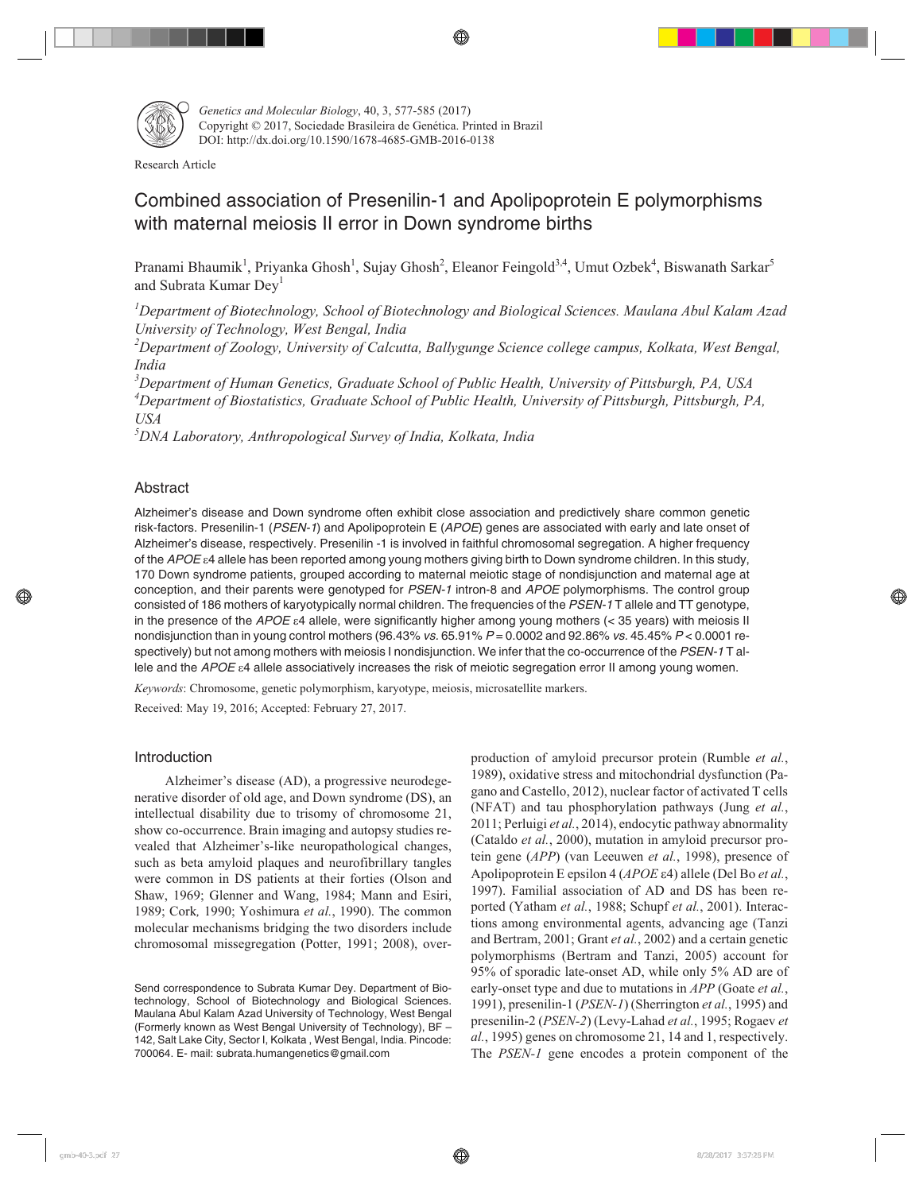Research Article

# Combined association of Presenilin-1 and Apolipoprotein E polymorphisms with maternal meiosis II error in Down syndrome births

Pranami Bhaumik[1], Priyanka Ghosh[1], Sujay Ghosh[2], Eleanor Feingold[3,4], Umut Ozbek[4], Biswanath Sarkar[5] and Subrata Kumar Dey[1]

[1]*Department of Biotechnology, School of Biotechnology and Biological Sciences. Maulana Abul Kalam Azad University of Technology, West Bengal, India*

[2]*Department of Zoology, University of Calcutta, Ballygunge Science college campus, Kolkata, West Bengal, India*

[3]*Department of Human Genetics, Graduate School of Public Health, University of Pittsburgh, PA, USA*

[4]*Department of Biostatistics, Graduate School of Public Health, University of Pittsburgh, Pittsburgh, PA, USA*

[5]*DNA Laboratory, Anthropological Survey of India, Kolkata, India*

## Abstract

Alzheimer's disease and Down syndrome often exhibit close association and predictively share common genetic risk-factors. Presenilin-1 (*PSEN-1*) and Apolipoprotein E (*APOE*) genes are associated with early and late onset of Alzheimer's disease, respectively. Presenilin -1 is involved in faithful chromosomal segregation. A higher frequency of the *APOE* ε4 allele has been reported among young mothers giving birth to Down syndrome children. In this study, 170 Down syndrome patients, grouped according to maternal meiotic stage of nondisjunction and maternal age at conception, and their parents were genotyped for *PSEN-1* intron-8 and *APOE* polymorphisms. The control group consisted of 186 mothers of karyotypically normal children. The frequencies of the *PSEN-1* T allele and TT genotype, in the presence of the *APOE* ε4 allele, were significantly higher among young mothers (< 35 years) with meiosis II nondisjunction than in young control mothers (96.43% *vs.* 65.91% $P = 0.0002$ and 92.86% *vs.* 45.45% $P < 0.0001$ respectively) but not among mothers with meiosis I nondisjunction. We infer that the co-occurrence of the *PSEN-1* T allele and the *APOE* ε4 allele associatively increases the risk of meiotic segregation error II among young women.

*Keywords*: Chromosome, genetic polymorphism, karyotype, meiosis, microsatellite markers.

Received: May 19, 2016; Accepted: February 27, 2017.

## Introduction

Alzheimer's disease (AD), a progressive neurodegenerative disorder of old age, and Down syndrome (DS), an intellectual disability due to trisomy of chromosome 21, show co-occurrence. Brain imaging and autopsy studies revealed that Alzheimer's-like neuropathological changes, such as beta amyloid plaques and neurofibrillary tangles were common in DS patients at their forties (Olson and Shaw, 1969; Glenner and Wang, 1984; Mann and Esiri, 1989; Cork, 1990; Yoshimura *et al.*, 1990). The common molecular mechanisms bridging the two disorders include chromosomal missegregation (Potter, 1991; 2008), overproduction of amyloid precursor protein (Rumble *et al.*, 1989), oxidative stress and mitochondrial dysfunction (Pagano and Castello, 2012), nuclear factor of activated T cells (NFAT) and tau phosphorylation pathways (Jung *et al.*, 2011; Perluigi *et al.*, 2014), endocytic pathway abnormality (Cataldo *et al.*, 2000), mutation in amyloid precursor protein gene (*APP*) (van Leeuwen *et al.*, 1998), presence of Apolipoprotein E epsilon 4 (*APOE* ε4) allele (Del Bo *et al.*, 1997). Familial association of AD and DS has been reported (Yatham *et al.*, 1988; Schupf *et al.*, 2001). Interactions among environmental agents, advancing age (Tanzi and Bertram, 2001; Grant *et al.*, 2002) and a certain genetic polymorphisms (Bertram and Tanzi, 2005) account for 95% of sporadic late-onset AD, while only 5% AD are of early-onset type and due to mutations in *APP* (Goate *et al.*, 1991), presenilin-1 (*PSEN-1*) (Sherrington *et al.*, 1995) and presenilin-2 (*PSEN-2*) (Levy-Lahad *et al.*, 1995; Rogaev *et al.*, 1995) genes on chromosome 21, 14 and 1, respectively. The *PSEN-1* gene encodes a protein component of the

Send correspondence to Subrata Kumar Dey. Department of Biotechnology, School of Biotechnology and Biological Sciences. Maulana Abul Kalam Azad University of Technology, West Bengal (Formerly known as West Bengal University of Technology), BF – 142, Salt Lake City, Sector I, Kolkata , West Bengal, India. Pincode: 700064. E- mail: subrata.humangenetics@gmail.com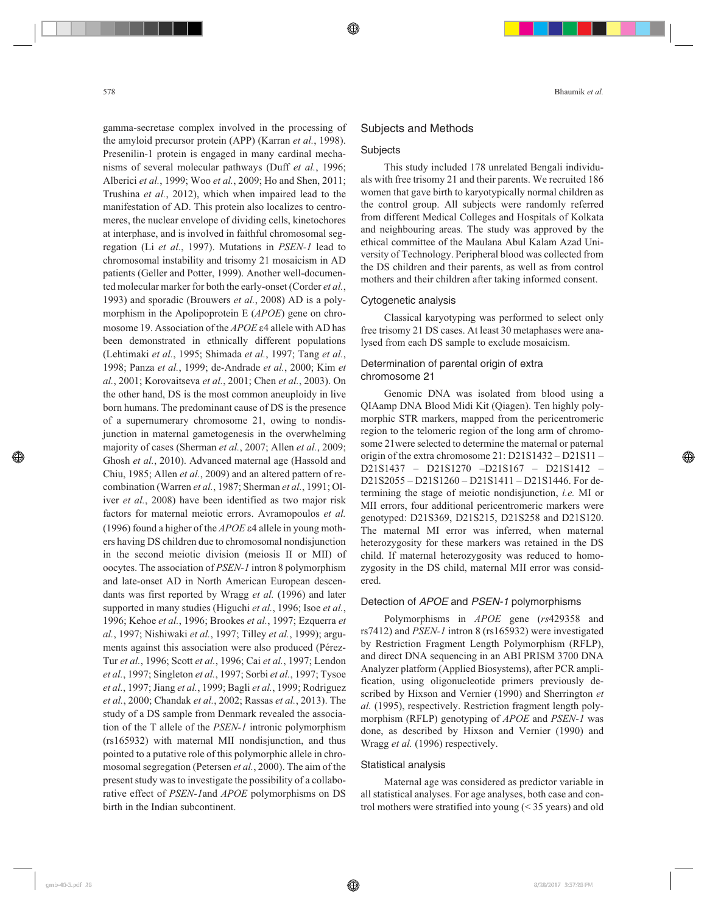gamma-secretase complex involved in the processing of the amyloid precursor protein (APP) (Karran *et al.*, 1998). Presenilin-1 protein is engaged in many cardinal mechanisms of several molecular pathways (Duff *et al.*, 1996; Alberici *et al.*, 1999; Woo *et al.*, 2009; Ho and Shen, 2011; Trushina *et al.*, 2012), which when impaired lead to the manifestation of AD. This protein also localizes to centromeres, the nuclear envelope of dividing cells, kinetochores at interphase, and is involved in faithful chromosomal segregation (Li *et al.*, 1997). Mutations in *PSEN-1* lead to chromosomal instability and trisomy 21 mosaicism in AD patients (Geller and Potter, 1999). Another well-documented molecular marker for both the early-onset (Corder *et al.*, 1993) and sporadic (Brouwers *et al.*, 2008) AD is a polymorphism in the Apolipoprotein E (*APOE*) gene on chromosome 19. Association of the *APOE* ε4 allele with AD has been demonstrated in ethnically different populations (Lehtimaki *et al.*, 1995; Shimada *et al.*, 1997; Tang *et al.*, 1998; Panza *et al.*, 1999; de-Andrade *et al.*, 2000; Kim *et al.*, 2001; Korovaitseva *et al.*, 2001; Chen *et al.*, 2003). On the other hand, DS is the most common aneuploidy in live born humans. The predominant cause of DS is the presence of a supernumerary chromosome 21, owing to nondisjunction in maternal gametogenesis in the overwhelming majority of cases (Sherman *et al.*, 2007; Allen *et al.*, 2009; Ghosh *et al.*, 2010). Advanced maternal age (Hassold and Chiu, 1985; Allen *et al.*, 2009) and an altered pattern of recombination (Warren *et al.*, 1987; Sherman *et al.*, 1991; Oliver *et al.*, 2008) have been identified as two major risk factors for maternal meiotic errors. Avramopoulos *et al.* (1996) found a higher of the *APOE* ε4 allele in young mothers having DS children due to chromosomal nondisjunction in the second meiotic division (meiosis II or MII) of oocytes. The association of *PSEN-1* intron 8 polymorphism and late-onset AD in North American European descendants was first reported by Wragg *et al.* (1996) and later supported in many studies (Higuchi *et al.*, 1996; Isoe *et al.*, 1996; Kehoe *et al.*, 1996; Brookes *et al.*, 1997; Ezquerra *et al.*, 1997; Nishiwaki *et al.*, 1997; Tilley *et al.*, 1999); arguments against this association were also produced (Pérez-Tur *et al.*, 1996; Scott *et al.*, 1996; Cai *et al.*, 1997; Lendon *et al.*, 1997; Singleton *et al.*, 1997; Sorbi *et al.*, 1997; Tysoe *et al.*, 1997; Jiang *et al.*, 1999; Bagli *et al.*, 1999; Rodriguez *et al.*, 2000; Chandak *et al.*, 2002; Rassas *et al.*, 2013). The study of a DS sample from Denmark revealed the association of the T allele of the *PSEN-1* intronic polymorphism (rs165932) with maternal MII nondisjunction, and thus pointed to a putative role of this polymorphic allele in chromosomal segregation (Petersen *et al.*, 2000). The aim of the present study was to investigate the possibility of a collaborative effect of *PSEN-1*and *APOE* polymorphisms on DS birth in the Indian subcontinent.

## Subjects and Methods

### Subjects

This study included 178 unrelated Bengali individuals with free trisomy 21 and their parents. We recruited 186 women that gave birth to karyotypically normal children as the control group. All subjects were randomly referred from different Medical Colleges and Hospitals of Kolkata and neighbouring areas. The study was approved by the ethical committee of the Maulana Abul Kalam Azad University of Technology. Peripheral blood was collected from the DS children and their parents, as well as from control mothers and their children after taking informed consent.

### Cytogenetic analysis

Classical karyotyping was performed to select only free trisomy 21 DS cases. At least 30 metaphases were analysed from each DS sample to exclude mosaicism.

### Determination of parental origin of extra chromosome 21

Genomic DNA was isolated from blood using a QIAamp DNA Blood Midi Kit (Qiagen). Ten highly polymorphic STR markers, mapped from the pericentromeric region to the telomeric region of the long arm of chromosome 21were selected to determine the maternal or paternal origin of the extra chromosome 21: D21S1432 – D21S11 – D21S1437 – D21S1270 –D21S167 – D21S1412 – D21S2055 – D21S1260 – D21S1411 – D21S1446. For determining the stage of meiotic nondisjunction, *i.e.* MI or MII errors, four additional pericentromeric markers were genotyped: D21S369, D21S215, D21S258 and D21S120. The maternal MI error was inferred, when maternal heterozygosity for these markers was retained in the DS child. If maternal heterozygosity was reduced to homozygosity in the DS child, maternal MII error was considered.

### Detection of *APOE* and *PSEN-1* polymorphisms

Polymorphisms in *APOE* gene (*rs*429358 and rs7412) and *PSEN-1* intron 8 (rs165932) were investigated by Restriction Fragment Length Polymorphism (RFLP), and direct DNA sequencing in an ABI PRISM 3700 DNA Analyzer platform (Applied Biosystems), after PCR amplification, using oligonucleotide primers previously described by Hixson and Vernier (1990) and Sherrington *et al.* (1995), respectively. Restriction fragment length polymorphism (RFLP) genotyping of *APOE* and *PSEN-1* was done, as described by Hixson and Vernier (1990) and Wragg *et al.* (1996) respectively.

### Statistical analysis

Maternal age was considered as predictor variable in all statistical analyses. For age analyses, both case and control mothers were stratified into young (< 35 years) and old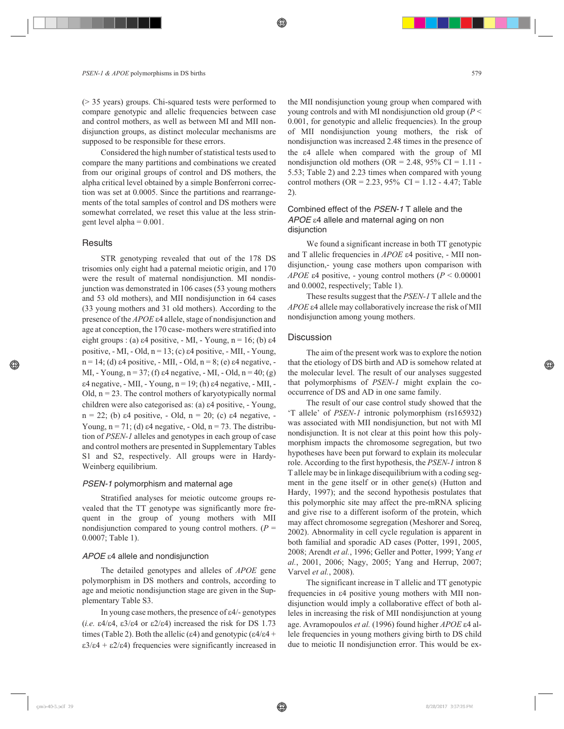(> 35 years) groups. Chi-squared tests were performed to compare genotypic and allelic frequencies between case and control mothers, as well as between MI and MII nondisjunction groups, as distinct molecular mechanisms are supposed to be responsible for these errors.

Considered the high number of statistical tests used to compare the many partitions and combinations we created from our original groups of control and DS mothers, the alpha critical level obtained by a simple Bonferroni correction was set at 0.0005. Since the partitions and rearrangements of the total samples of control and DS mothers were somewhat correlated, we reset this value at the less stringent level alpha = 0.001.

## Results

STR genotyping revealed that out of the 178 DS trisomies only eight had a paternal meiotic origin, and 170 were the result of maternal nondisjunction. MI nondisjunction was demonstrated in 106 cases (53 young mothers and 53 old mothers), and MII nondisjunction in 64 cases (33 young mothers and 31 old mothers). According to the presence of the *APOE* ε4 allele, stage of nondisjunction and age at conception, the 170 case- mothers were stratified into eight groups : (a) ε4 positive, - MI, - Young, n = 16; (b) ε4 positive, - MI, - Old, n = 13; (c) ε4 positive, - MII, - Young, n = 14; (d) ε4 positive, - MII, - Old, n = 8; (e) ε4 negative, - MI, - Young, n = 37; (f) ε4 negative, - MI, - Old, n = 40; (g) ε4 negative, - MII, - Young, n = 19; (h) ε4 negative, - MII, - Old, n = 23. The control mothers of karyotypically normal children were also categorised as: (a) ε4 positive, - Young, n = 22; (b) ε4 positive, - Old, n = 20; (c) ε4 negative, - Young, n = 71; (d) ε4 negative, - Old, n = 73. The distribution of *PSEN-1* alleles and genotypes in each group of case and control mothers are presented in Supplementary Tables S1 and S2, respectively. All groups were in Hardy-Weinberg equilibrium.

### *PSEN-1* polymorphism and maternal age

Stratified analyses for meiotic outcome groups revealed that the TT genotype was significantly more frequent in the group of young mothers with MII nondisjunction compared to young control mothers. ($P$ = 0.0007; Table 1).

### *APOE* ε4 allele and nondisjunction

The detailed genotypes and alleles of *APOE* gene polymorphism in DS mothers and controls, according to age and meiotic nondisjunction stage are given in the Supplementary Table S3.

In young case mothers, the presence of ε4/- genotypes (*i.e.* ε4/ε4, ε3/ε4 or ε2/ε4) increased the risk for DS 1.73 times (Table 2). Both the allelic (ε4) and genotypic (ε4/ε4 + ε3/ε4 + ε2/ε4) frequencies were significantly increased in the MII nondisjunction young group when compared with young controls and with MI nondisjunction old group ($P$ < 0.001, for genotypic and allelic frequencies). In the group of MII nondisjunction young mothers, the risk of nondisjunction was increased 2.48 times in the presence of the ε4 allele when compared with the group of MI nondisjunction old mothers (OR = 2.48, 95% CI = 1.11 - 5.53; Table 2) and 2.23 times when compared with young control mothers (OR = 2.23, 95% CI = 1.12 - 4.47; Table 2).

### Combined effect of the *PSEN-1* T allele and the *APOE* ε4 allele and maternal aging on non disjunction

We found a significant increase in both TT genotypic and T allelic frequencies in *APOE* ε4 positive, - MII nondisjunction,- young case mothers upon comparison with *APOE* ε4 positive, - young control mothers ($P$ < 0.00001 and 0.0002, respectively; Table 1).

These results suggest that the *PSEN-1* T allele and the *APOE* ε4 allele may collaboratively increase the risk of MII nondisjunction among young mothers.

## Discussion

The aim of the present work was to explore the notion that the etiology of DS birth and AD is somehow related at the molecular level. The result of our analyses suggested that polymorphisms of *PSEN-1* might explain the co-occurrence of DS and AD in one same family.

The result of our case control study showed that the 'T allele' of *PSEN-1* intronic polymorphism (rs165932) was associated with MII nondisjunction, but not with MI nondisjunction. It is not clear at this point how this polymorphism impacts the chromosome segregation, but two hypotheses have been put forward to explain its molecular role. According to the first hypothesis, the *PSEN-1* intron 8 T allele may be in linkage disequilibrium with a coding segment in the gene itself or in other gene(s) (Hutton and Hardy, 1997); and the second hypothesis postulates that this polymorphic site may affect the pre-mRNA splicing and give rise to a different isoform of the protein, which may affect chromosome segregation (Meshorer and Soreq, 2002). Abnormality in cell cycle regulation is apparent in both familial and sporadic AD cases (Potter, 1991, 2005, 2008; Arendt *et al.*, 1996; Geller and Potter, 1999; Yang *et al.*, 2001, 2006; Nagy, 2005; Yang and Herrup, 2007; Varvel *et al.*, 2008).

The significant increase in T allelic and TT genotypic frequencies in ε4 positive young mothers with MII nondisjunction would imply a collaborative effect of both alleles in increasing the risk of MII nondisjunction at young age. Avramopoulos *et al.* (1996) found higher *APOE* ε4 allele frequencies in young mothers giving birth to DS child due to meiotic II nondisjunction error. This would be ex-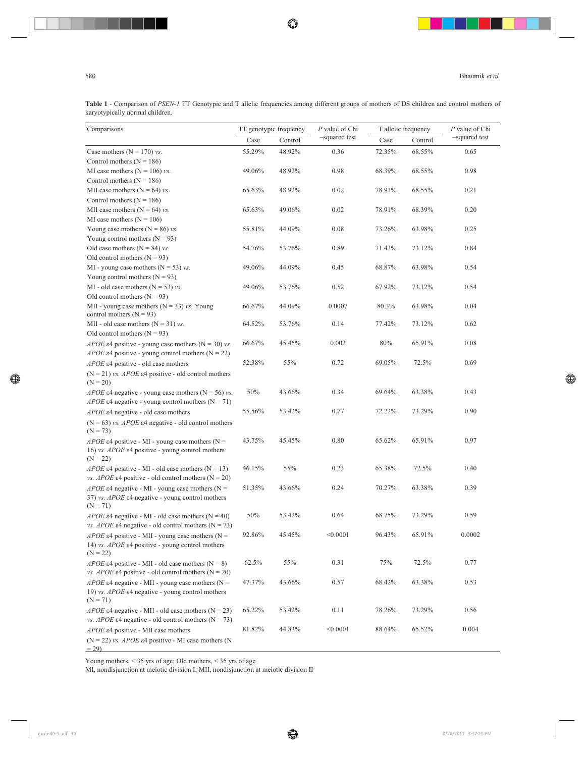**Table 1** - Comparison of *PSEN-1* TT Genotypic and T allelic frequencies among different groups of mothers of DS children and control mothers of karyotypically normal children.

| Comparisons | TT genotypic frequency | | *P* value of Chi –squared test | T allelic frequency | | *P* value of Chi –squared test |
|---|---|---|---|---|---|---|
| | Case | Control | | Case | Control | |
| Case mothers (N = 170) *vs.* Control mothers (N = 186) | 55.29% | 48.92% | 0.36 | 72.35% | 68.55% | 0.65 |
| MI case mothers (N = 106) *vs.* Control mothers (N = 186) | 49.06% | 48.92% | 0.98 | 68.39% | 68.55% | 0.98 |
| MII case mothers (N = 64) *vs.* Control mothers (N = 186) | 65.63% | 48.92% | 0.02 | 78.91% | 68.55% | 0.21 |
| MII case mothers (N = 64) *vs.* MI case mothers (N = 106) | 65.63% | 49.06% | 0.02 | 78.91% | 68.39% | 0.20 |
| Young case mothers (N = 86) *vs.* Young control mothers (N = 93) | 55.81% | 44.09% | 0.08 | 73.26% | 63.98% | 0.25 |
| Old case mothers (N = 84) *vs.* Old control mothers (N = 93) | 54.76% | 53.76% | 0.89 | 71.43% | 73.12% | 0.84 |
| MI - young case mothers (N = 53) *vs.* Young control mothers (N = 93) | 49.06% | 44.09% | 0.45 | 68.87% | 63.98% | 0.54 |
| MI - old case mothers (N = 53) *vs.* Old control mothers (N = 93) | 49.06% | 53.76% | 0.52 | 67.92% | 73.12% | 0.54 |
| MII - young case mothers (N = 33) *vs.* Young control mothers (N = 93) | 66.67% | 44.09% | 0.0007 | 80.3% | 63.98% | 0.04 |
| MII - old case mothers (N = 31) *vs.* Old control mothers (N = 93) | 64.52% | 53.76% | 0.14 | 77.42% | 73.12% | 0.62 |
| *APOE* ε4 positive - young case mothers (N = 30) *vs.* *APOE* ε4 positive - young control mothers (N = 22) | 66.67% | 45.45% | 0.002 | 80% | 65.91% | 0.08 |
| *APOE* ε4 positive - old case mothers (N = 21) *vs.* *APOE* ε4 positive - old control mothers (N = 20) | 52.38% | 55% | 0.72 | 69.05% | 72.5% | 0.69 |
| *APOE* ε4 negative - young case mothers (N = 56) *vs.* *APOE* ε4 negative - young control mothers (N = 71) | 50% | 43.66% | 0.34 | 69.64% | 63.38% | 0.43 |
| *APOE* ε4 negative - old case mothers (N = 63) *vs.* *APOE* ε4 negative - old control mothers (N = 73) | 55.56% | 53.42% | 0.77 | 72.22% | 73.29% | 0.90 |
| *APOE* ε4 positive - MI - young case mothers (N = 16) *vs.* *APOE* ε4 positive - young control mothers (N = 22) | 43.75% | 45.45% | 0.80 | 65.62% | 65.91% | 0.97 |
| *APOE* ε4 positive - MI - old case mothers (N = 13) *vs.* *APOE* ε4 positive - old control mothers (N = 20) | 46.15% | 55% | 0.23 | 65.38% | 72.5% | 0.40 |
| *APOE* ε4 negative - MI - young case mothers (N = 37) *vs.* *APOE* ε4 negative - young control mothers (N = 71) | 51.35% | 43.66% | 0.24 | 70.27% | 63.38% | 0.39 |
| *APOE* ε4 negative - MI - old case mothers (N = 40) *vs.* *APOE* ε4 negative - old control mothers (N = 73) | 50% | 53.42% | 0.64 | 68.75% | 73.29% | 0.59 |
| *APOE* ε4 positive - MII - young case mothers (N = 14) *vs.* *APOE* ε4 positive - young control mothers (N = 22) | 92.86% | 45.45% | <0.0001 | 96.43% | 65.91% | 0.0002 |
| *APOE* ε4 positive - MII - old case mothers (N = 8) *vs.* *APOE* ε4 positive - old control mothers (N = 20) | 62.5% | 55% | 0.31 | 75% | 72.5% | 0.77 |
| *APOE* ε4 negative - MII - young case mothers (N = 19) *vs.* *APOE* ε4 negative - young control mothers (N = 71) | 47.37% | 43.66% | 0.57 | 68.42% | 63.38% | 0.53 |
| *APOE* ε4 negative - MII - old case mothers (N = 23) *vs.* *APOE* ε4 negative - old control mothers (N = 73) | 65.22% | 53.42% | 0.11 | 78.26% | 73.29% | 0.56 |
| *APOE* ε4 positive - MII case mothers (N = 22) *vs.* *APOE* ε4 positive - MI case mothers (N = 29) | 81.82% | 44.83% | <0.0001 | 88.64% | 65.52% | 0.004 |

Young mothers, < 35 yrs of age; Old mothers, < 35 yrs of age
MI, nondisjunction at meiotic division I; MII, nondisjunction at meiotic division II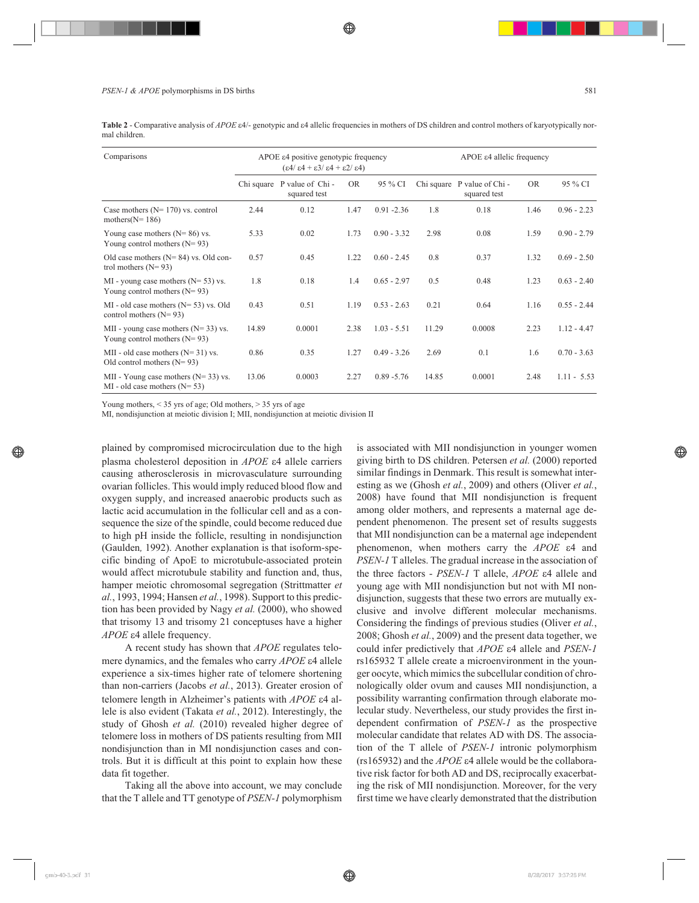**Table 2** - Comparative analysis of *APOE* ε4/- genotypic and ε4 allelic frequencies in mothers of DS children and control mothers of karyotypically normal children.

| Comparisons | APOE ε4 positive genotypic frequency (ε4/ ε4 + ε3/ ε4 + ε2/ ε4) | | | | APOE ε4 allelic frequency | | | |
|---|---|---|---|---|---|---|---|---|
| | Chi square | P value of Chi - squared test | OR | 95 % CI | Chi square | P value of Chi - squared test | OR | 95 % CI |
| Case mothers (N= 170) vs. control mothers(N= 186) | 2.44 | 0.12 | 1.47 | 0.91 -2.36 | 1.8 | 0.18 | 1.46 | 0.96 - 2.23 |
| Young case mothers (N= 86) vs. Young control mothers (N= 93) | 5.33 | 0.02 | 1.73 | 0.90 - 3.32 | 2.98 | 0.08 | 1.59 | 0.90 - 2.79 |
| Old case mothers (N= 84) vs. Old control mothers (N= 93) | 0.57 | 0.45 | 1.22 | 0.60 - 2.45 | 0.8 | 0.37 | 1.32 | 0.69 - 2.50 |
| MI - young case mothers (N= 53) vs. Young control mothers (N= 93) | 1.8 | 0.18 | 1.4 | 0.65 - 2.97 | 0.5 | 0.48 | 1.23 | 0.63 - 2.40 |
| MI - old case mothers (N= 53) vs. Old control mothers (N= 93) | 0.43 | 0.51 | 1.19 | 0.53 - 2.63 | 0.21 | 0.64 | 1.16 | 0.55 - 2.44 |
| MII - young case mothers (N= 33) vs. Young control mothers (N= 93) | 14.89 | 0.0001 | 2.38 | 1.03 - 5.51 | 11.29 | 0.0008 | 2.23 | 1.12 - 4.47 |
| MII - old case mothers (N= 31) vs. Old control mothers (N= 93) | 0.86 | 0.35 | 1.27 | 0.49 - 3.26 | 2.69 | 0.1 | 1.6 | 0.70 - 3.63 |
| MII - Young case mothers (N= 33) vs. MI - old case mothers (N= 53) | 13.06 | 0.0003 | 2.27 | 0.89 -5.76 | 14.85 | 0.0001 | 2.48 | 1.11 - 5.53 |

Young mothers, < 35 yrs of age; Old mothers, > 35 yrs of age

MI, nondisjunction at meiotic division I; MII, nondisjunction at meiotic division II

plained by compromised microcirculation due to the high plasma cholesterol deposition in *APOE* ε4 allele carriers causing atherosclerosis in microvasculature surrounding ovarian follicles. This would imply reduced blood flow and oxygen supply, and increased anaerobic products such as lactic acid accumulation in the follicular cell and as a consequence the size of the spindle, could become reduced due to high pH inside the follicle, resulting in nondisjunction (Gaulden*,* 1992). Another explanation is that isoform-specific binding of ApoE to microtubule-associated protein would affect microtubule stability and function and, thus, hamper meiotic chromosomal segregation (Strittmatter *et al.*, 1993, 1994; Hansen *et al.*, 1998). Support to this prediction has been provided by Nagy *et al.* (2000), who showed that trisomy 13 and trisomy 21 conceptuses have a higher *APOE* ε4 allele frequency.

A recent study has shown that *APOE* regulates telomere dynamics, and the females who carry *APOE* ε4 allele experience a six-times higher rate of telomere shortening than non-carriers (Jacobs *et al.*, 2013). Greater erosion of telomere length in Alzheimer's patients with *APOE* ε4 allele is also evident (Takata *et al.*, 2012). Interestingly, the study of Ghosh *et al.* (2010) revealed higher degree of telomere loss in mothers of DS patients resulting from MII nondisjunction than in MI nondisjunction cases and controls. But it is difficult at this point to explain how these data fit together.

Taking all the above into account, we may conclude that the T allele and TT genotype of *PSEN-1* polymorphism is associated with MII nondisjunction in younger women giving birth to DS children. Petersen *et al.* (2000) reported similar findings in Denmark. This result is somewhat interesting as we (Ghosh *et al.*, 2009) and others (Oliver *et al.*, 2008) have found that MII nondisjunction is frequent among older mothers, and represents a maternal age dependent phenomenon. The present set of results suggests that MII nondisjunction can be a maternal age independent phenomenon, when mothers carry the *APOE* ε4 and *PSEN-1* T alleles. The gradual increase in the association of the three factors - *PSEN-1* T allele, *APOE* ε4 allele and young age with MII nondisjunction but not with MI nondisjunction, suggests that these two errors are mutually exclusive and involve different molecular mechanisms. Considering the findings of previous studies (Oliver *et al.*, 2008; Ghosh *et al.*, 2009) and the present data together, we could infer predictively that *APOE* ε4 allele and *PSEN-1* rs165932 T allele create a microenvironment in the younger oocyte, which mimics the subcellular condition of chronologically older ovum and causes MII nondisjunction, a possibility warranting confirmation through elaborate molecular study. Nevertheless, our study provides the first independent confirmation of *PSEN-1* as the prospective molecular candidate that relates AD with DS. The association of the T allele of *PSEN-1* intronic polymorphism (rs165932) and the *APOE* ε4 allele would be the collaborative risk factor for both AD and DS, reciprocally exacerbating the risk of MII nondisjunction. Moreover, for the very first time we have clearly demonstrated that the distribution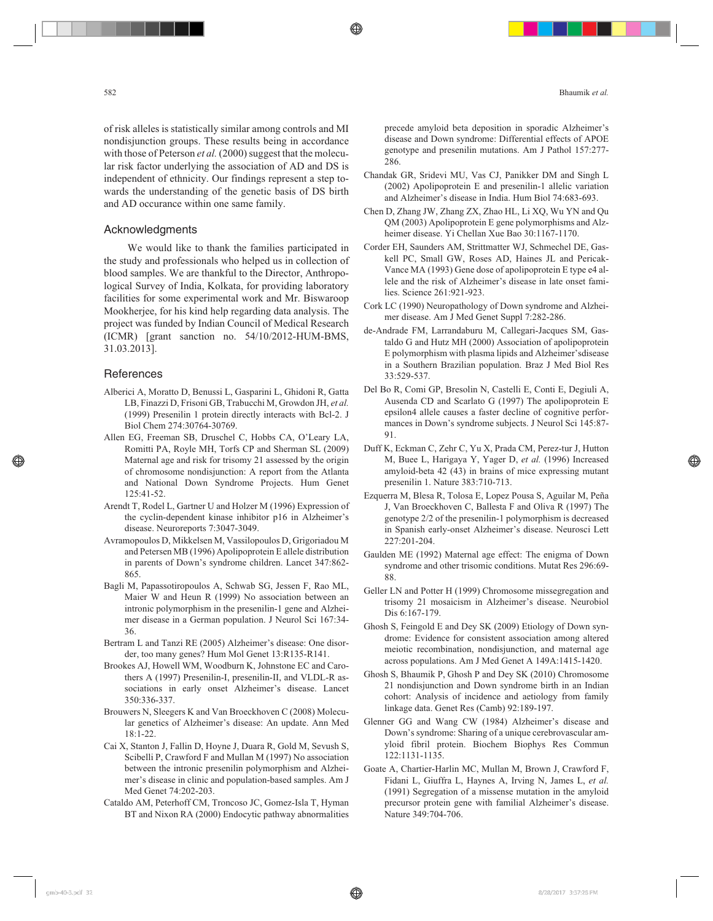of risk alleles is statistically similar among controls and MI nondisjunction groups. These results being in accordance with those of Peterson *et al.* (2000) suggest that the molecular risk factor underlying the association of AD and DS is independent of ethnicity. Our findings represent a step towards the understanding of the genetic basis of DS birth and AD occurance within one same family.

## Acknowledgments

We would like to thank the families participated in the study and professionals who helped us in collection of blood samples. We are thankful to the Director, Anthropological Survey of India, Kolkata, for providing laboratory facilities for some experimental work and Mr. Biswaroop Mookherjee, for his kind help regarding data analysis. The project was funded by Indian Council of Medical Research (ICMR) [grant sanction no. 54/10/2012-HUM-BMS, 31.03.2013].

## References

Alberici A, Moratto D, Benussi L, Gasparini L, Ghidoni R, Gatta LB, Finazzi D, Frisoni GB, Trabucchi M, Growdon JH, *et al.* (1999) Presenilin 1 protein directly interacts with Bcl-2. J Biol Chem 274:30764-30769.

Allen EG, Freeman SB, Druschel C, Hobbs CA, O'Leary LA, Romitti PA, Royle MH, Torfs CP and Sherman SL (2009) Maternal age and risk for trisomy 21 assessed by the origin of chromosome nondisjunction: A report from the Atlanta and National Down Syndrome Projects. Hum Genet 125:41-52.

Arendt T, Rodel L, Gartner U and Holzer M (1996) Expression of the cyclin-dependent kinase inhibitor p16 in Alzheimer's disease. Neuroreports 7:3047-3049.

Avramopoulos D, Mikkelsen M, Vassilopoulos D, Grigoriadou M and Petersen MB (1996) Apolipoprotein E allele distribution in parents of Down's syndrome children. Lancet 347:862-865.

Bagli M, Papassotiropoulos A, Schwab SG, Jessen F, Rao ML, Maier W and Heun R (1999) No association between an intronic polymorphism in the presenilin-1 gene and Alzheimer disease in a German population. J Neurol Sci 167:34-36.

Bertram L and Tanzi RE (2005) Alzheimer's disease: One disorder, too many genes? Hum Mol Genet 13:R135-R141.

Brookes AJ, Howell WM, Woodburn K, Johnstone EC and Carothers A (1997) Presenilin-I, presenilin-II, and VLDL-R associations in early onset Alzheimer's disease. Lancet 350:336-337.

Brouwers N, Sleegers K and Van Broeckhoven C (2008) Molecular genetics of Alzheimer's disease: An update. Ann Med 18:1-22.

Cai X, Stanton J, Fallin D, Hoyne J, Duara R, Gold M, Sevush S, Scibelli P, Crawford F and Mullan M (1997) No association between the intronic presenilin polymorphism and Alzheimer's disease in clinic and population-based samples. Am J Med Genet 74:202-203.

Cataldo AM, Peterhoff CM, Troncoso JC, Gomez-Isla T, Hyman BT and Nixon RA (2000) Endocytic pathway abnormalities precede amyloid beta deposition in sporadic Alzheimer's disease and Down syndrome: Differential effects of APOE genotype and presenilin mutations. Am J Pathol 157:277-286.

Chandak GR, Sridevi MU, Vas CJ, Panikker DM and Singh L (2002) Apolipoprotein E and presenilin-1 allelic variation and Alzheimer's disease in India. Hum Biol 74:683-693.

Chen D, Zhang JW, Zhang ZX, Zhao HL, Li XQ, Wu YN and Qu QM (2003) Apolipoprotein E gene polymorphisms and Alzheimer disease. Yi Chellan Xue Bao 30:1167-1170.

Corder EH, Saunders AM, Strittmatter WJ, Schmechel DE, Gaskell PC, Small GW, Roses AD, Haines JL and Pericak-Vance MA (1993) Gene dose of apolipoprotein E type e4 allele and the risk of Alzheimer's disease in late onset families. Science 261:921-923.

Cork LC (1990) Neuropathology of Down syndrome and Alzheimer disease. Am J Med Genet Suppl 7:282-286.

de-Andrade FM, Larrandaburu M, Callegari-Jacques SM, Gastaldo G and Hutz MH (2000) Association of apolipoprotein E polymorphism with plasma lipids and Alzheimer'sdisease in a Southern Brazilian population. Braz J Med Biol Res 33:529-537.

Del Bo R, Comi GP, Bresolin N, Castelli E, Conti E, Degiuli A, Ausenda CD and Scarlato G (1997) The apolipoprotein E epsilon4 allele causes a faster decline of cognitive performances in Down's syndrome subjects. J Neurol Sci 145:87-91.

Duff K, Eckman C, Zehr C, Yu X, Prada CM, Perez-tur J, Hutton M, Buee L, Harigaya Y, Yager D, *et al.* (1996) Increased amyloid-beta 42 (43) in brains of mice expressing mutant presenilin 1. Nature 383:710-713.

Ezquerra M, Blesa R, Tolosa E, Lopez Pousa S, Aguilar M, Peña J, Van Broeckhoven C, Ballesta F and Oliva R (1997) The genotype 2/2 of the presenilin-1 polymorphism is decreased in Spanish early-onset Alzheimer's disease. Neurosci Lett 227:201-204.

Gaulden ME (1992) Maternal age effect: The enigma of Down syndrome and other trisomic conditions. Mutat Res 296:69-88.

Geller LN and Potter H (1999) Chromosome missegregation and trisomy 21 mosaicism in Alzheimer's disease. Neurobiol Dis 6:167-179.

Ghosh S, Feingold E and Dey SK (2009) Etiology of Down syndrome: Evidence for consistent association among altered meiotic recombination, nondisjunction, and maternal age across populations. Am J Med Genet A 149A:1415-1420.

Ghosh S, Bhaumik P, Ghosh P and Dey SK (2010) Chromosome 21 nondisjunction and Down syndrome birth in an Indian cohort: Analysis of incidence and aetiology from family linkage data. Genet Res (Camb) 92:189-197.

Glenner GG and Wang CW (1984) Alzheimer's disease and Down's syndrome: Sharing of a unique cerebrovascular amyloid fibril protein. Biochem Biophys Res Commun 122:1131-1135.

Goate A, Chartier-Harlin MC, Mullan M, Brown J, Crawford F, Fidani L, Giuffra L, Haynes A, Irving N, James L, *et al.* (1991) Segregation of a missense mutation in the amyloid precursor protein gene with familial Alzheimer's disease. Nature 349:704-706.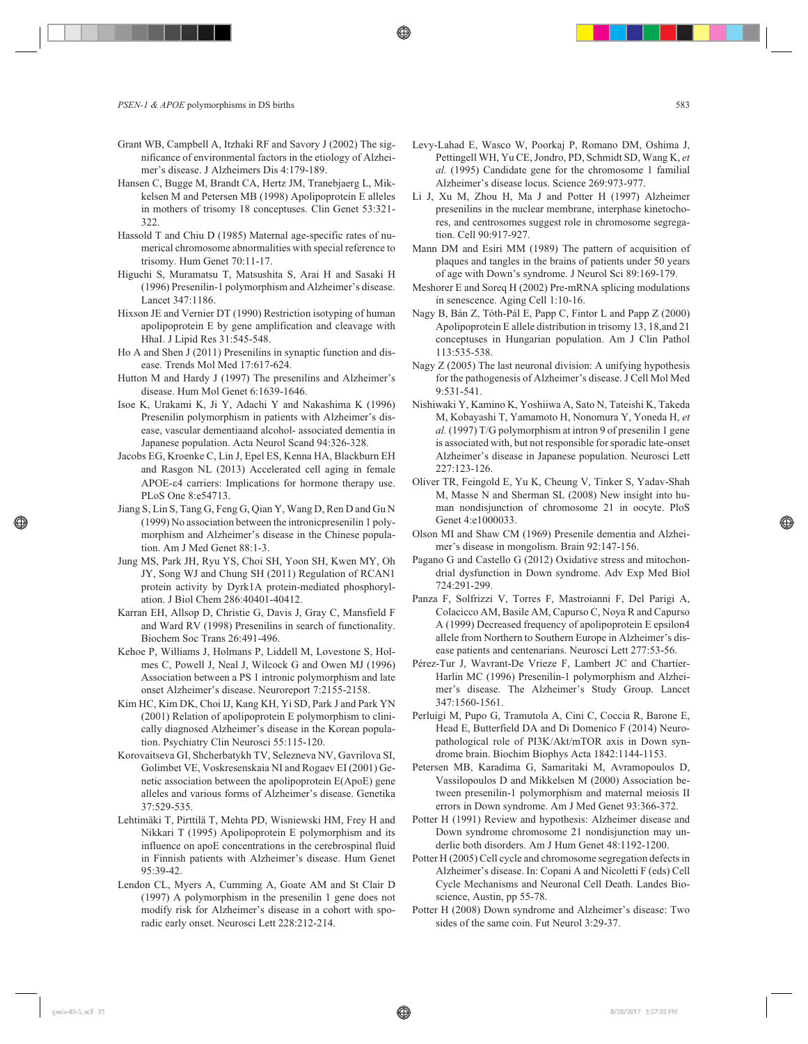Grant WB, Campbell A, Itzhaki RF and Savory J (2002) The significance of environmental factors in the etiology of Alzheimer's disease. J Alzheimers Dis 4:179-189.

Hansen C, Bugge M, Brandt CA, Hertz JM, Tranebjaerg L, Mikkelsen M and Petersen MB (1998) Apolipoprotein E alleles in mothers of trisomy 18 conceptuses. Clin Genet 53:321-322.

Hassold T and Chiu D (1985) Maternal age-specific rates of numerical chromosome abnormalities with special reference to trisomy. Hum Genet 70:11-17.

Higuchi S, Muramatsu T, Matsushita S, Arai H and Sasaki H (1996) Presenilin-1 polymorphism and Alzheimer's disease. Lancet 347:1186.

Hixson JE and Vernier DT (1990) Restriction isotyping of human apolipoprotein E by gene amplification and cleavage with HhaI. J Lipid Res 31:545-548.

Ho A and Shen J (2011) Presenilins in synaptic function and disease. Trends Mol Med 17:617-624.

Hutton M and Hardy J (1997) The presenilins and Alzheimer's disease. Hum Mol Genet 6:1639-1646.

Isoe K, Urakami K, Ji Y, Adachi Y and Nakashima K (1996) Presenilin polymorphism in patients with Alzheimer's disease, vascular dementiaand alcohol- associated dementia in Japanese population. Acta Neurol Scand 94:326-328.

Jacobs EG, Kroenke C, Lin J, Epel ES, Kenna HA, Blackburn EH and Rasgon NL (2013) Accelerated cell aging in female APOE-ε4 carriers: Implications for hormone therapy use. PLoS One 8:e54713.

Jiang S, Lin S, Tang G, Feng G, Qian Y, Wang D, Ren D and Gu N (1999) No association between the intronicpresenilin 1 polymorphism and Alzheimer's disease in the Chinese population. Am J Med Genet 88:1-3.

Jung MS, Park JH, Ryu YS, Choi SH, Yoon SH, Kwen MY, Oh JY, Song WJ and Chung SH (2011) Regulation of RCAN1 protein activity by Dyrk1A protein-mediated phosphorylation. J Biol Chem 286:40401-40412.

Karran EH, Allsop D, Christie G, Davis J, Gray C, Mansfield F and Ward RV (1998) Presenilins in search of functionality. Biochem Soc Trans 26:491-496.

Kehoe P, Williams J, Holmans P, Liddell M, Lovestone S, Holmes C, Powell J, Neal J, Wilcock G and Owen MJ (1996) Association between a PS 1 intronic polymorphism and late onset Alzheimer's disease. Neuroreport 7:2155-2158.

Kim HC, Kim DK, Choi IJ, Kang KH, Yi SD, Park J and Park YN (2001) Relation of apolipoprotein E polymorphism to clinically diagnosed Alzheimer's disease in the Korean population. Psychiatry Clin Neurosci 55:115-120.

Korovaitseva GI, Shcherbatykh TV, Selezneva NV, Gavrilova SI, Golimbet VE, Voskresenskaia NI and Rogaev EI (2001) Genetic association between the apolipoprotein E(ApoE) gene alleles and various forms of Alzheimer's disease. Genetika 37:529-535.

Lehtimäki T, Pirttilä T, Mehta PD, Wisniewski HM, Frey H and Nikkari T (1995) Apolipoprotein E polymorphism and its influence on apoE concentrations in the cerebrospinal fluid in Finnish patients with Alzheimer's disease. Hum Genet 95:39-42.

Lendon CL, Myers A, Cumming A, Goate AM and St Clair D (1997) A polymorphism in the presenilin 1 gene does not modify risk for Alzheimer's disease in a cohort with sporadic early onset. Neurosci Lett 228:212-214.

Levy-Lahad E, Wasco W, Poorkaj P, Romano DM, Oshima J, Pettingell WH, Yu CE, Jondro, PD, Schmidt SD, Wang K, *et al.* (1995) Candidate gene for the chromosome 1 familial Alzheimer's disease locus. Science 269:973-977.

Li J, Xu M, Zhou H, Ma J and Potter H (1997) Alzheimer presenilins in the nuclear membrane, interphase kinetochores, and centrosomes suggest role in chromosome segregation. Cell 90:917-927.

Mann DM and Esiri MM (1989) The pattern of acquisition of plaques and tangles in the brains of patients under 50 years of age with Down's syndrome. J Neurol Sci 89:169-179.

Meshorer E and Soreq H (2002) Pre-mRNA splicing modulations in senescence. Aging Cell 1:10-16.

Nagy B, Bán Z, Tóth-Pál E, Papp C, Fintor L and Papp Z (2000) Apolipoprotein E allele distribution in trisomy 13, 18,and 21 conceptuses in Hungarian population. Am J Clin Pathol 113:535-538.

Nagy Z (2005) The last neuronal division: A unifying hypothesis for the pathogenesis of Alzheimer's disease. J Cell Mol Med 9:531-541.

Nishiwaki Y, Kamino K, Yoshiiwa A, Sato N, Tateishi K, Takeda M, Kobayashi T, Yamamoto H, Nonomura Y, Yoneda H, *et al.* (1997) T/G polymorphism at intron 9 of presenilin 1 gene is associated with, but not responsible for sporadic late-onset Alzheimer's disease in Japanese population. Neurosci Lett 227:123-126.

Oliver TR, Feingold E, Yu K, Cheung V, Tinker S, Yadav-Shah M, Masse N and Sherman SL (2008) New insight into human nondisjunction of chromosome 21 in oocyte. PloS Genet 4:e1000033.

Olson MI and Shaw CM (1969) Presenile dementia and Alzheimer's disease in mongolism. Brain 92:147-156.

Pagano G and Castello G (2012) Oxidative stress and mitochondrial dysfunction in Down syndrome. Adv Exp Med Biol 724:291-299.

Panza F, Solfrizzi V, Torres F, Mastroianni F, Del Parigi A, Colacicco AM, Basile AM, Capurso C, Noya R and Capurso A (1999) Decreased frequency of apolipoprotein E epsilon4 allele from Northern to Southern Europe in Alzheimer's disease patients and centenarians. Neurosci Lett 277:53-56.

Pérez-Tur J, Wavrant-De Vrieze F, Lambert JC and Chartier-Harlin MC (1996) Presenilin-1 polymorphism and Alzheimer's disease. The Alzheimer's Study Group. Lancet 347:1560-1561.

Perluigi M, Pupo G, Tramutola A, Cini C, Coccia R, Barone E, Head E, Butterfield DA and Di Domenico F (2014) Neuropathological role of PI3K/Akt/mTOR axis in Down syndrome brain. Biochim Biophys Acta 1842:1144-1153.

Petersen MB, Karadima G, Samaritaki M, Avramopoulos D, Vassilopoulos D and Mikkelsen M (2000) Association between presenilin-1 polymorphism and maternal meiosis II errors in Down syndrome. Am J Med Genet 93:366-372.

Potter H (1991) Review and hypothesis: Alzheimer disease and Down syndrome chromosome 21 nondisjunction may underlie both disorders. Am J Hum Genet 48:1192-1200.

Potter H (2005) Cell cycle and chromosome segregation defects in Alzheimer's disease. In: Copani A and Nicoletti F (eds) Cell Cycle Mechanisms and Neuronal Cell Death. Landes Bioscience, Austin, pp 55-78.

Potter H (2008) Down syndrome and Alzheimer's disease: Two sides of the same coin. Fut Neurol 3:29-37.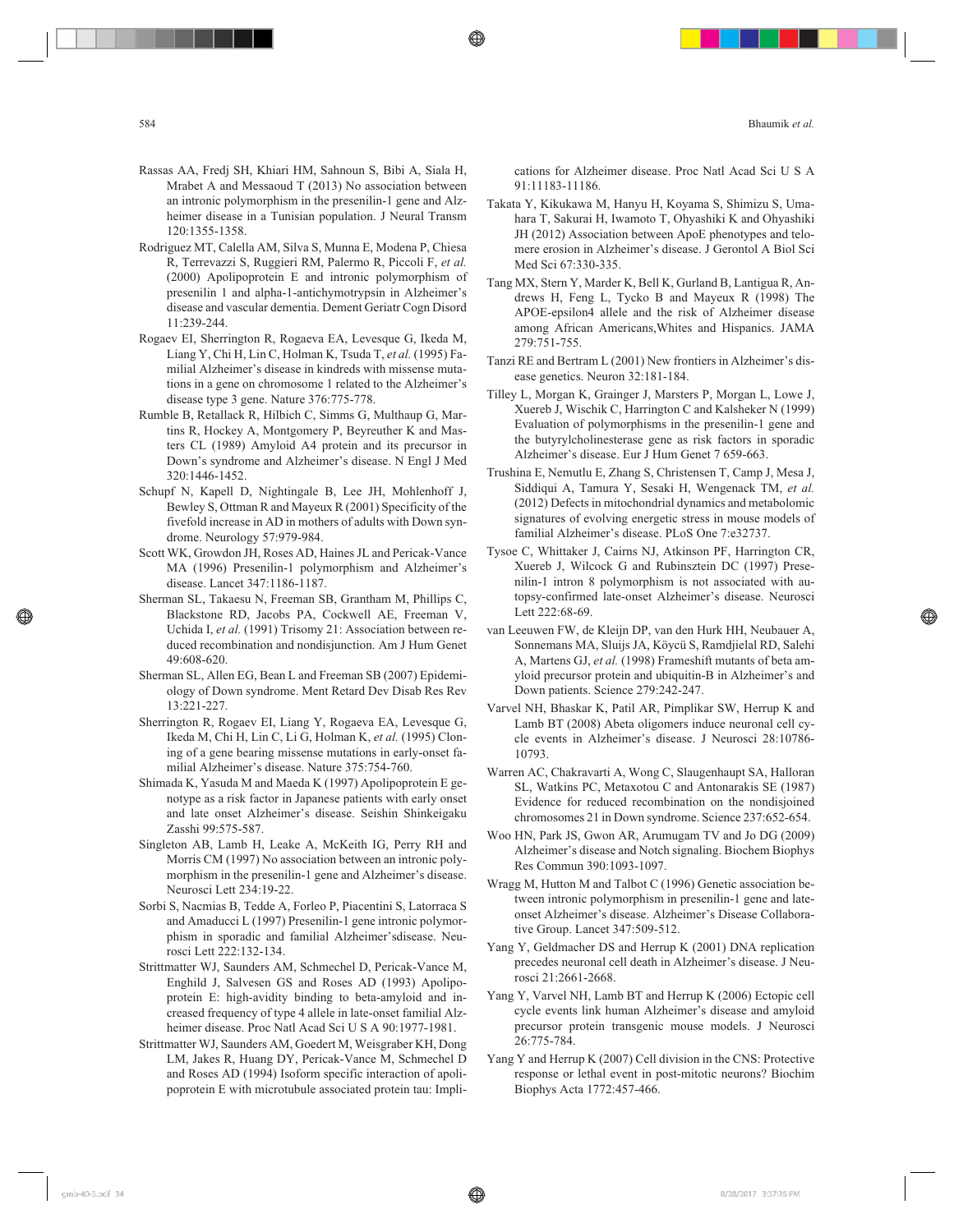Rassas AA, Fredj SH, Khiari HM, Sahnoun S, Bibi A, Siala H, Mrabet A and Messaoud T (2013) No association between an intronic polymorphism in the presenilin-1 gene and Alzheimer disease in a Tunisian population. J Neural Transm 120:1355-1358.

Rodriguez MT, Calella AM, Silva S, Munna E, Modena P, Chiesa R, Terrevazzi S, Ruggieri RM, Palermo R, Piccoli F, *et al.* (2000) Apolipoprotein E and intronic polymorphism of presenilin 1 and alpha-1-antichymotrypsin in Alzheimer's disease and vascular dementia. Dement Geriatr Cogn Disord 11:239-244.

Rogaev EI, Sherrington R, Rogaeva EA, Levesque G, Ikeda M, Liang Y, Chi H, Lin C, Holman K, Tsuda T, *et al.* (1995) Familial Alzheimer's disease in kindreds with missense mutations in a gene on chromosome 1 related to the Alzheimer's disease type 3 gene. Nature 376:775-778.

Rumble B, Retallack R, Hilbich C, Simms G, Multhaup G, Martins R, Hockey A, Montgomery P, Beyreuther K and Masters CL (1989) Amyloid A4 protein and its precursor in Down's syndrome and Alzheimer's disease. N Engl J Med 320:1446-1452.

Schupf N, Kapell D, Nightingale B, Lee JH, Mohlenhoff J, Bewley S, Ottman R and Mayeux R (2001) Specificity of the fivefold increase in AD in mothers of adults with Down syndrome. Neurology 57:979-984.

Scott WK, Growdon JH, Roses AD, Haines JL and Pericak-Vance MA (1996) Presenilin-1 polymorphism and Alzheimer's disease. Lancet 347:1186-1187.

Sherman SL, Takaesu N, Freeman SB, Grantham M, Phillips C, Blackstone RD, Jacobs PA, Cockwell AE, Freeman V, Uchida I, *et al.* (1991) Trisomy 21: Association between reduced recombination and nondisjunction. Am J Hum Genet 49:608-620.

Sherman SL, Allen EG, Bean L and Freeman SB (2007) Epidemiology of Down syndrome. Ment Retard Dev Disab Res Rev 13:221-227.

Sherrington R, Rogaev EI, Liang Y, Rogaeva EA, Levesque G, Ikeda M, Chi H, Lin C, Li G, Holman K, *et al.* (1995) Cloning of a gene bearing missense mutations in early-onset familial Alzheimer's disease. Nature 375:754-760.

Shimada K, Yasuda M and Maeda K (1997) Apolipoprotein E genotype as a risk factor in Japanese patients with early onset and late onset Alzheimer's disease. Seishin Shinkeigaku Zasshi 99:575-587.

Singleton AB, Lamb H, Leake A, McKeith IG, Perry RH and Morris CM (1997) No association between an intronic polymorphism in the presenilin-1 gene and Alzheimer's disease. Neurosci Lett 234:19-22.

Sorbi S, Nacmias B, Tedde A, Forleo P, Piacentini S, Latorraca S and Amaducci L (1997) Presenilin-1 gene intronic polymorphism in sporadic and familial Alzheimer'sdisease. Neurosci Lett 222:132-134.

Strittmatter WJ, Saunders AM, Schmechel D, Pericak-Vance M, Enghild J, Salvesen GS and Roses AD (1993) Apolipoprotein E: high-avidity binding to beta-amyloid and increased frequency of type 4 allele in late-onset familial Alzheimer disease. Proc Natl Acad Sci U S A 90:1977-1981.

Strittmatter WJ, Saunders AM, Goedert M, Weisgraber KH, Dong LM, Jakes R, Huang DY, Pericak-Vance M, Schmechel D and Roses AD (1994) Isoform specific interaction of apolipoprotein E with microtubule associated protein tau: Implications for Alzheimer disease. Proc Natl Acad Sci U S A 91:11183-11186.

Takata Y, Kikukawa M, Hanyu H, Koyama S, Shimizu S, Umahara T, Sakurai H, Iwamoto T, Ohyashiki K and Ohyashiki JH (2012) Association between ApoE phenotypes and telomere erosion in Alzheimer's disease. J Gerontol A Biol Sci Med Sci 67:330-335.

Tang MX, Stern Y, Marder K, Bell K, Gurland B, Lantigua R, Andrews H, Feng L, Tycko B and Mayeux R (1998) The APOE-epsilon4 allele and the risk of Alzheimer disease among African Americans,Whites and Hispanics. JAMA 279:751-755.

Tanzi RE and Bertram L (2001) New frontiers in Alzheimer's disease genetics. Neuron 32:181-184.

Tilley L, Morgan K, Grainger J, Marsters P, Morgan L, Lowe J, Xuereb J, Wischik C, Harrington C and Kalsheker N (1999) Evaluation of polymorphisms in the presenilin-1 gene and the butyrylcholinesterase gene as risk factors in sporadic Alzheimer's disease. Eur J Hum Genet 7 659-663.

Trushina E, Nemutlu E, Zhang S, Christensen T, Camp J, Mesa J, Siddiqui A, Tamura Y, Sesaki H, Wengenack TM, *et al.* (2012) Defects in mitochondrial dynamics and metabolomic signatures of evolving energetic stress in mouse models of familial Alzheimer's disease. PLoS One 7:e32737.

Tysoe C, Whittaker J, Cairns NJ, Atkinson PF, Harrington CR, Xuereb J, Wilcock G and Rubinsztein DC (1997) Presenilin-1 intron 8 polymorphism is not associated with autopsy-confirmed late-onset Alzheimer's disease. Neurosci Lett 222:68-69.

van Leeuwen FW, de Kleijn DP, van den Hurk HH, Neubauer A, Sonnemans MA, Sluijs JA, Köycü S, Ramdjielal RD, Salehi A, Martens GJ, *et al.* (1998) Frameshift mutants of beta amyloid precursor protein and ubiquitin-B in Alzheimer's and Down patients. Science 279:242-247.

Varvel NH, Bhaskar K, Patil AR, Pimplikar SW, Herrup K and Lamb BT (2008) Abeta oligomers induce neuronal cell cycle events in Alzheimer's disease. J Neurosci 28:10786-10793.

Warren AC, Chakravarti A, Wong C, Slaugenhaupt SA, Halloran SL, Watkins PC, Metaxotou C and Antonarakis SE (1987) Evidence for reduced recombination on the nondisjoined chromosomes 21 in Down syndrome. Science 237:652-654.

Woo HN, Park JS, Gwon AR, Arumugam TV and Jo DG (2009) Alzheimer's disease and Notch signaling. Biochem Biophys Res Commun 390:1093-1097.

Wragg M, Hutton M and Talbot C (1996) Genetic association between intronic polymorphism in presenilin-1 gene and late-onset Alzheimer's disease. Alzheimer's Disease Collaborative Group. Lancet 347:509-512.

Yang Y, Geldmacher DS and Herrup K (2001) DNA replication precedes neuronal cell death in Alzheimer's disease. J Neurosci 21:2661-2668.

Yang Y, Varvel NH, Lamb BT and Herrup K (2006) Ectopic cell cycle events link human Alzheimer's disease and amyloid precursor protein transgenic mouse models. J Neurosci 26:775-784.

Yang Y and Herrup K (2007) Cell division in the CNS: Protective response or lethal event in post-mitotic neurons? Biochim Biophys Acta 1772:457-466.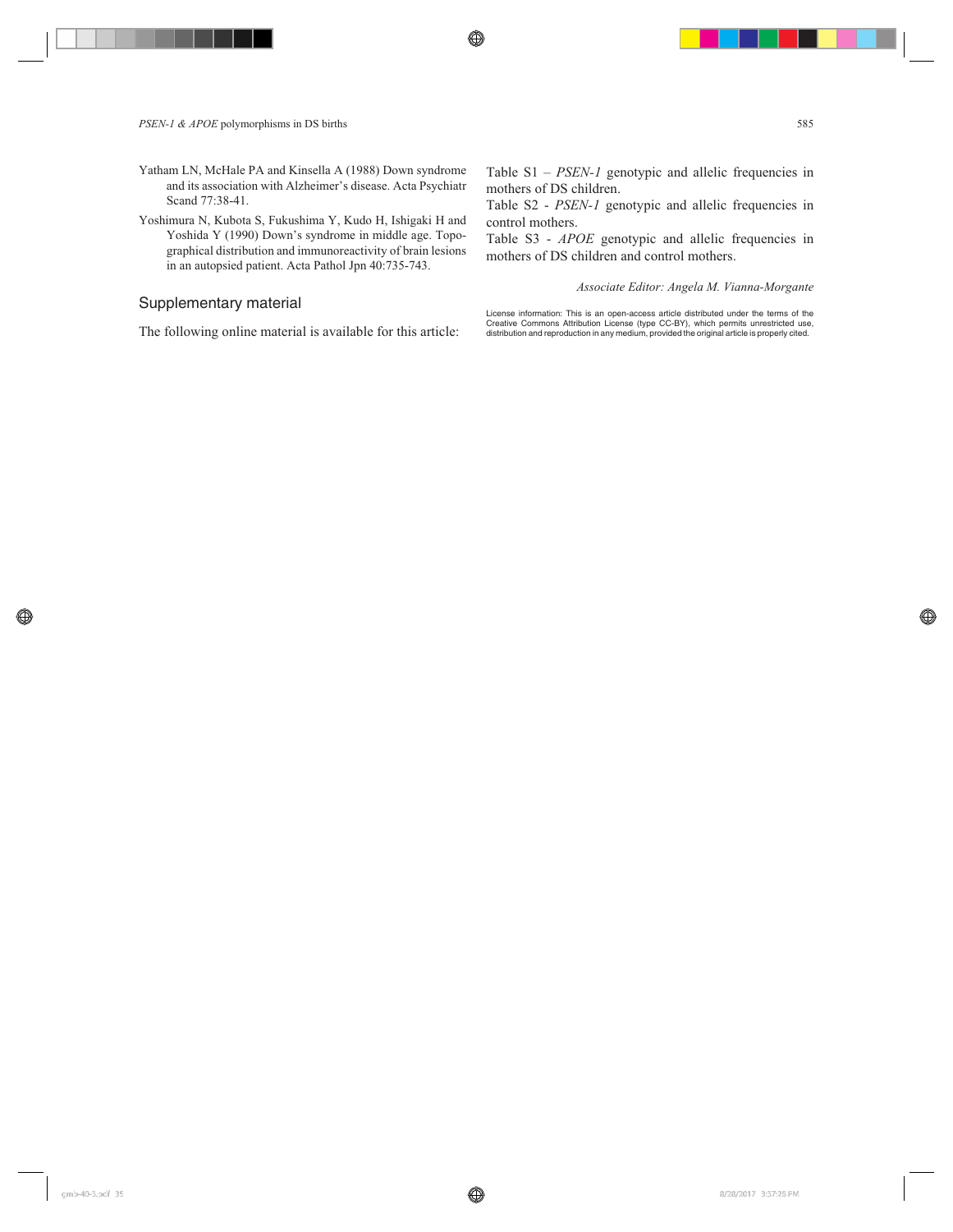Yatham LN, McHale PA and Kinsella A (1988) Down syndrome and its association with Alzheimer's disease. Acta Psychiatr Scand 77:38-41.

Yoshimura N, Kubota S, Fukushima Y, Kudo H, Ishigaki H and Yoshida Y (1990) Down's syndrome in middle age. Topographical distribution and immunoreactivity of brain lesions in an autopsied patient. Acta Pathol Jpn 40:735-743.

## Supplementary material

The following online material is available for this article:

Table S1 – *PSEN-1* genotypic and allelic frequencies in mothers of DS children.

Table S2 - *PSEN-1* genotypic and allelic frequencies in control mothers.

Table S3 - *APOE* genotypic and allelic frequencies in mothers of DS children and control mothers.

*Associate Editor: Angela M. Vianna-Morgante*

License information: This is an open-access article distributed under the terms of the Creative Commons Attribution License (type CC-BY), which permits unrestricted use, distribution and reproduction in any medium, provided the original article is properly cited.